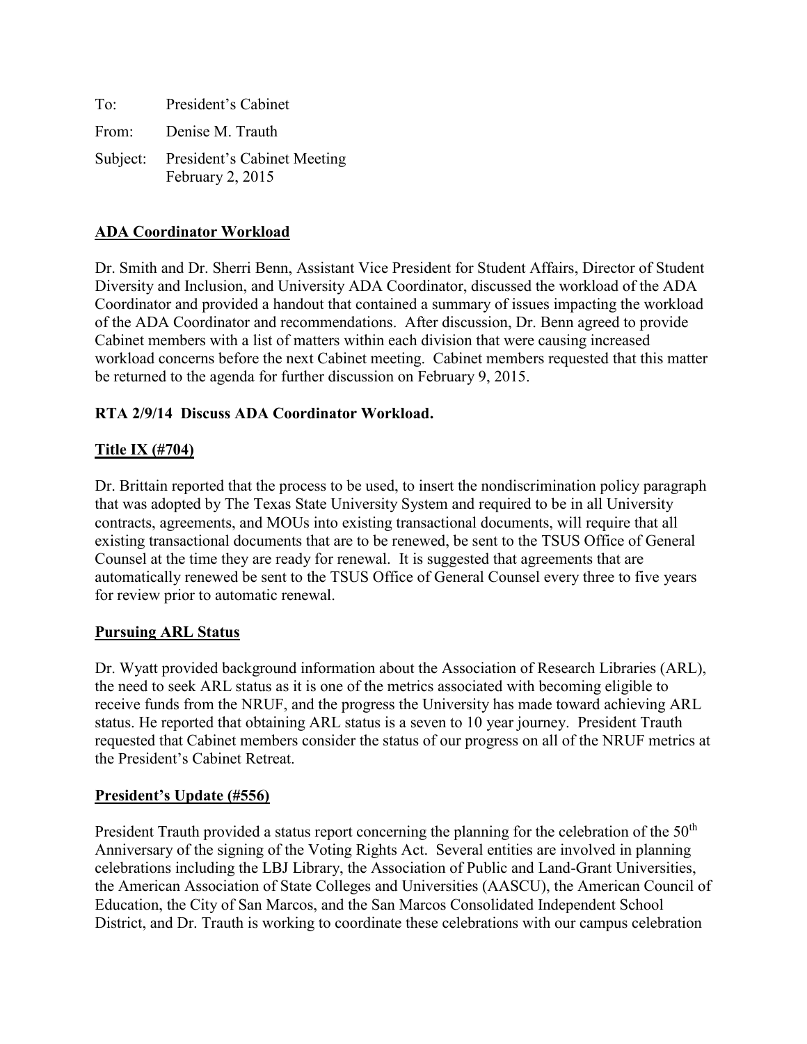To: President's Cabinet

From: Denise M. Trauth

Subject: President's Cabinet Meeting
February 2, 2015

## ADA Coordinator Workload

Dr. Smith and Dr. Sherri Benn, Assistant Vice President for Student Affairs, Director of Student Diversity and Inclusion, and University ADA Coordinator, discussed the workload of the ADA Coordinator and provided a handout that contained a summary of issues impacting the workload of the ADA Coordinator and recommendations. After discussion, Dr. Benn agreed to provide Cabinet members with a list of matters within each division that were causing increased workload concerns before the next Cabinet meeting. Cabinet members requested that this matter be returned to the agenda for further discussion on February 9, 2015.

**RTA 2/9/14 Discuss ADA Coordinator Workload.**

## Title IX (#704)

Dr. Brittain reported that the process to be used, to insert the nondiscrimination policy paragraph that was adopted by The Texas State University System and required to be in all University contracts, agreements, and MOUs into existing transactional documents, will require that all existing transactional documents that are to be renewed, be sent to the TSUS Office of General Counsel at the time they are ready for renewal. It is suggested that agreements that are automatically renewed be sent to the TSUS Office of General Counsel every three to five years for review prior to automatic renewal.

## Pursuing ARL Status

Dr. Wyatt provided background information about the Association of Research Libraries (ARL), the need to seek ARL status as it is one of the metrics associated with becoming eligible to receive funds from the NRUF, and the progress the University has made toward achieving ARL status. He reported that obtaining ARL status is a seven to 10 year journey. President Trauth requested that Cabinet members consider the status of our progress on all of the NRUF metrics at the President's Cabinet Retreat.

## President's Update (#556)

President Trauth provided a status report concerning the planning for the celebration of the 50th Anniversary of the signing of the Voting Rights Act. Several entities are involved in planning celebrations including the LBJ Library, the Association of Public and Land-Grant Universities, the American Association of State Colleges and Universities (AASCU), the American Council of Education, the City of San Marcos, and the San Marcos Consolidated Independent School District, and Dr. Trauth is working to coordinate these celebrations with our campus celebration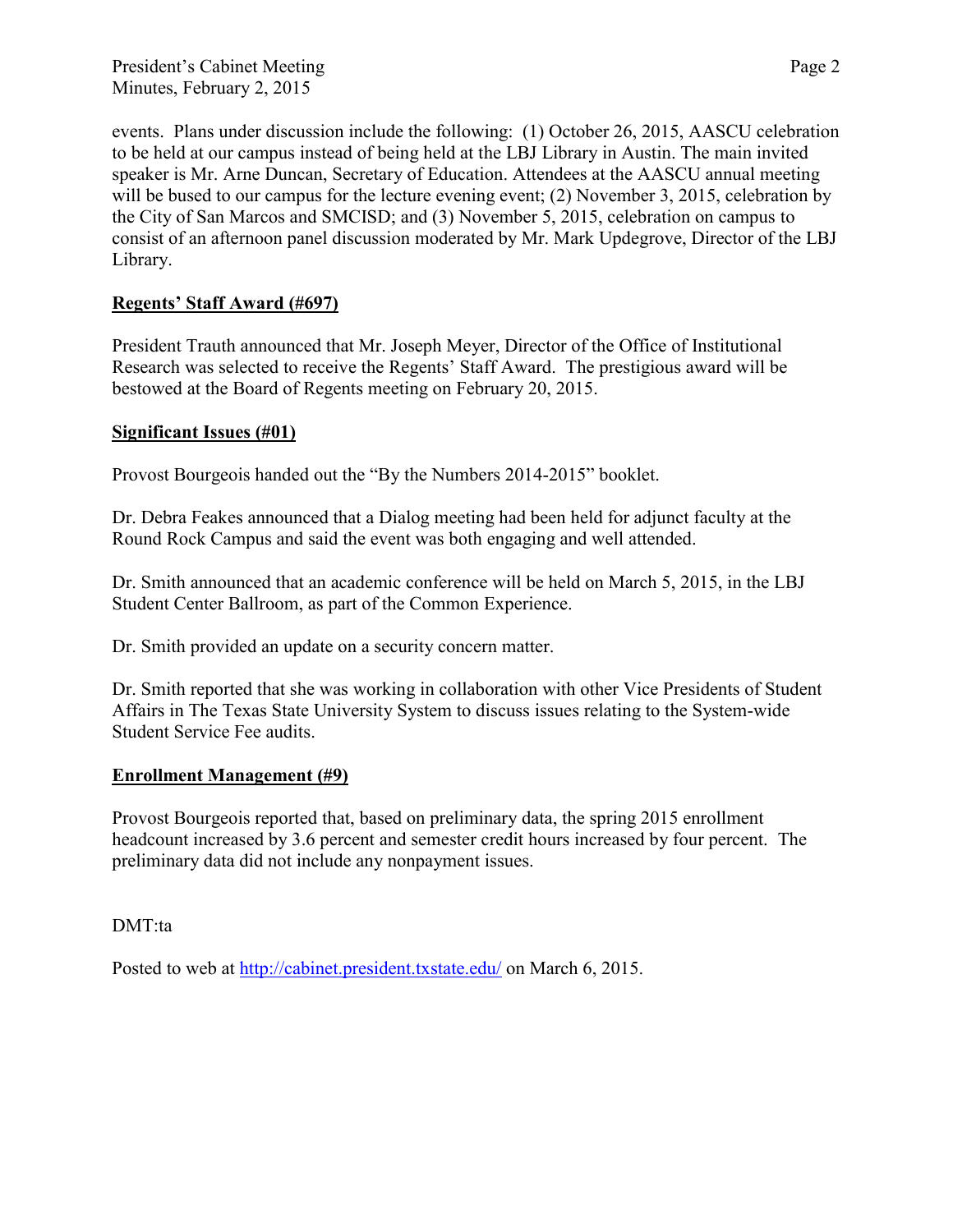events. Plans under discussion include the following: (1) October 26, 2015, AASCU celebration to be held at our campus instead of being held at the LBJ Library in Austin. The main invited speaker is Mr. Arne Duncan, Secretary of Education. Attendees at the AASCU annual meeting will be bused to our campus for the lecture evening event; (2) November 3, 2015, celebration by the City of San Marcos and SMCISD; and (3) November 5, 2015, celebration on campus to consist of an afternoon panel discussion moderated by Mr. Mark Updegrove, Director of the LBJ Library.

**Regents' Staff Award (#697)**

President Trauth announced that Mr. Joseph Meyer, Director of the Office of Institutional Research was selected to receive the Regents' Staff Award. The prestigious award will be bestowed at the Board of Regents meeting on February 20, 2015.

**Significant Issues (#01)**

Provost Bourgeois handed out the "By the Numbers 2014-2015" booklet.

Dr. Debra Feakes announced that a Dialog meeting had been held for adjunct faculty at the Round Rock Campus and said the event was both engaging and well attended.

Dr. Smith announced that an academic conference will be held on March 5, 2015, in the LBJ Student Center Ballroom, as part of the Common Experience.

Dr. Smith provided an update on a security concern matter.

Dr. Smith reported that she was working in collaboration with other Vice Presidents of Student Affairs in The Texas State University System to discuss issues relating to the System-wide Student Service Fee audits.

**Enrollment Management (#9)**

Provost Bourgeois reported that, based on preliminary data, the spring 2015 enrollment headcount increased by 3.6 percent and semester credit hours increased by four percent. The preliminary data did not include any nonpayment issues.

DMT:ta

Posted to web at http://cabinet.president.txstate.edu/ on March 6, 2015.